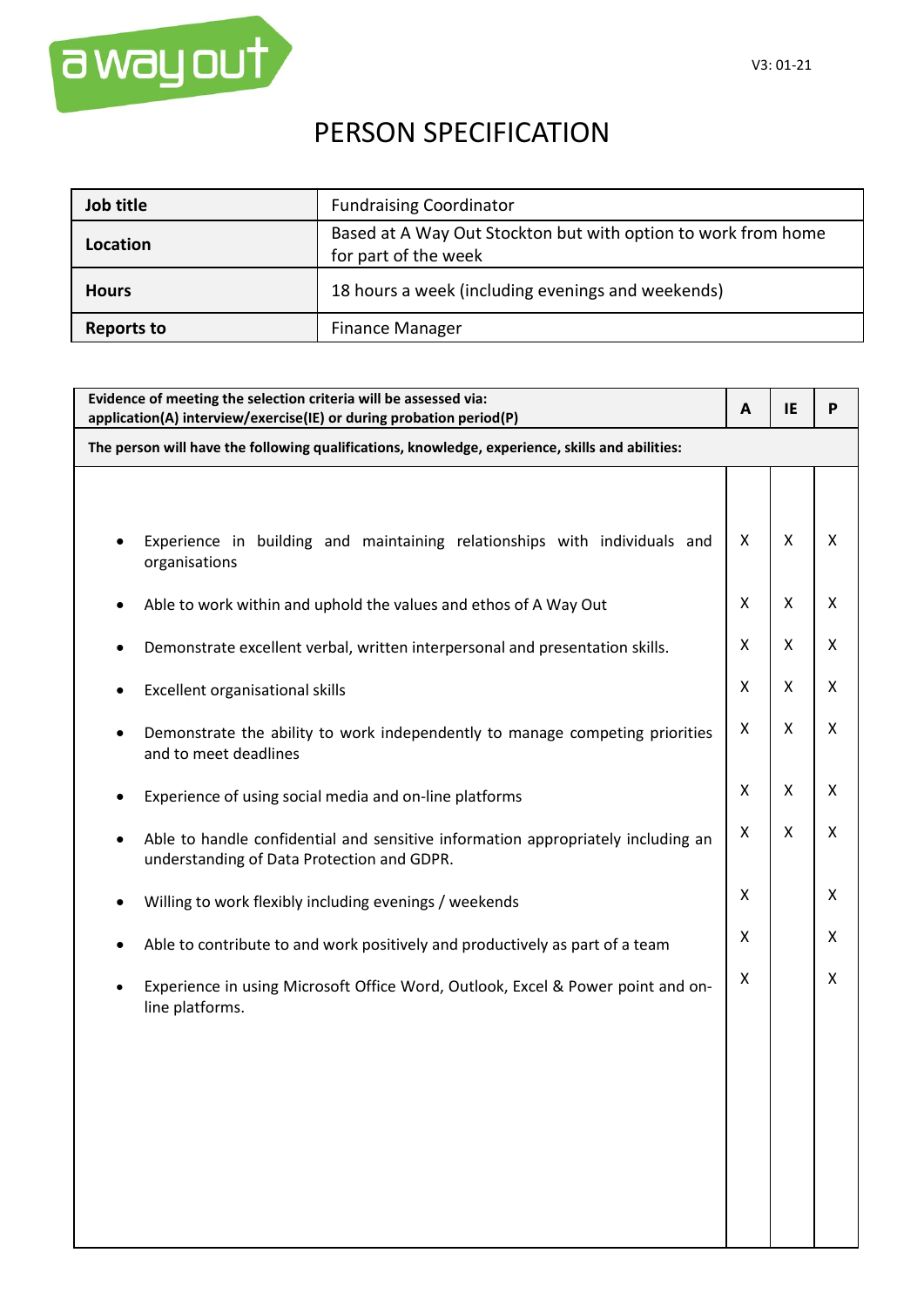# PERSON SPECIFICATION

| Job title | Fundraising Coordinator |
|---|---|
| Location | Based at A Way Out Stockton but with option to work from home for part of the week |
| Hours | 18 hours a week (including evenings and weekends) |
| Reports to | Finance Manager |

| Evidence of meeting the selection criteria will be assessed via: application(A) interview/exercise(IE) or during probation period(P) | A | IE | P |
|---|---|---|---|
| **The person will have the following qualifications, knowledge, experience, skills and abilities:** | | | |
| • Experience in building and maintaining relationships with individuals and organisations | X | X | X |
| • Able to work within and uphold the values and ethos of A Way Out | X | X | X |
| • Demonstrate excellent verbal, written interpersonal and presentation skills. | X | X | X |
| • Excellent organisational skills | X | X | X |
| • Demonstrate the ability to work independently to manage competing priorities and to meet deadlines | X | X | X |
| • Experience of using social media and on-line platforms | X | X | X |
| • Able to handle confidential and sensitive information appropriately including an understanding of Data Protection and GDPR. | X | X | X |
| • Willing to work flexibly including evenings / weekends | X | | X |
| • Able to contribute to and work positively and productively as part of a team | X | | X |
| • Experience in using Microsoft Office Word, Outlook, Excel & Power point and on-line platforms. | X | | X |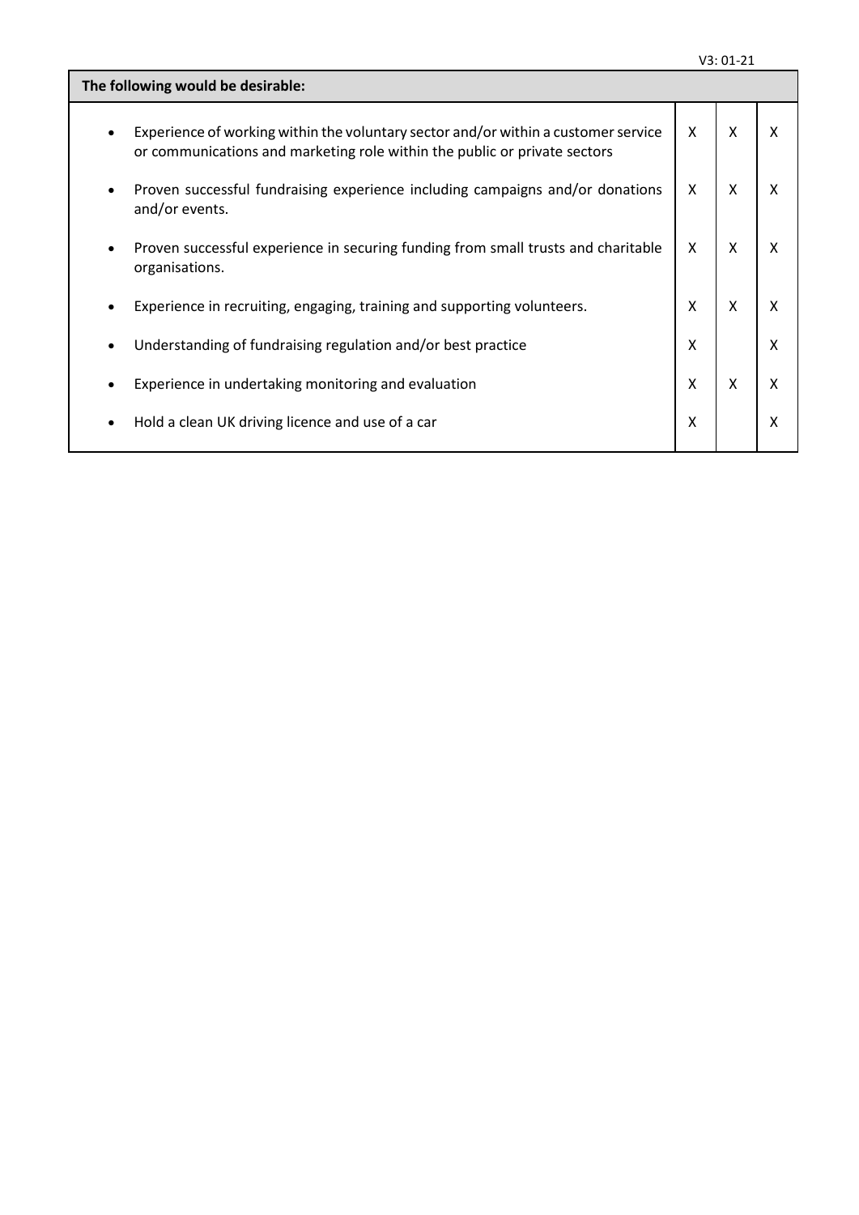V3: 01-21

| The following would be desirable: | | | |
|---|---|---|---|
| • Experience of working within the voluntary sector and/or within a customer service or communications and marketing role within the public or private sectors | X | X | X |
| • Proven successful fundraising experience including campaigns and/or donations and/or events. | X | X | X |
| • Proven successful experience in securing funding from small trusts and charitable organisations. | X | X | X |
| • Experience in recruiting, engaging, training and supporting volunteers. | X | X | X |
| • Understanding of fundraising regulation and/or best practice | X | | X |
| • Experience in undertaking monitoring and evaluation | X | X | X |
| • Hold a clean UK driving licence and use of a car | X | | X |